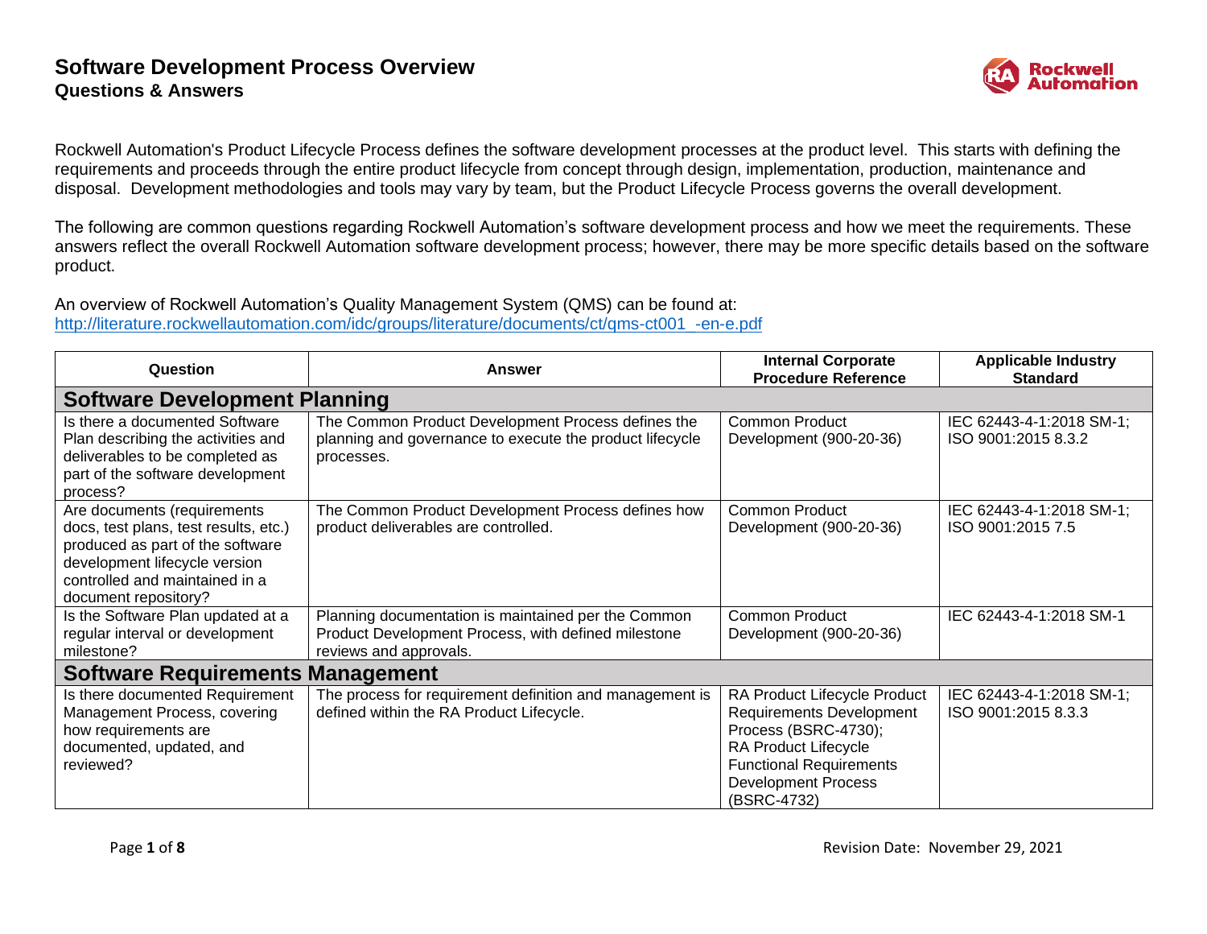# Software Development Process Overview

## Questions & Answers

Rockwell Automation's Product Lifecycle Process defines the software development processes at the product level. This starts with defining the requirements and proceeds through the entire product lifecycle from concept through design, implementation, production, maintenance and disposal. Development methodologies and tools may vary by team, but the Product Lifecycle Process governs the overall development.

The following are common questions regarding Rockwell Automation's software development process and how we meet the requirements. These answers reflect the overall Rockwell Automation software development process; however, there may be more specific details based on the software product.

An overview of Rockwell Automation's Quality Management System (QMS) can be found at:
http://literature.rockwellautomation.com/idc/groups/literature/documents/ct/qms-ct001_-en-e.pdf

| Question | Answer | Internal Corporate Procedure Reference | Applicable Industry Standard |
|---|---|---|---|
| **Software Development Planning** | | | |
| Is there a documented Software Plan describing the activities and deliverables to be completed as part of the software development process? | The Common Product Development Process defines the planning and governance to execute the product lifecycle processes. | Common Product Development (900-20-36) | IEC 62443-4-1:2018 SM-1; ISO 9001:2015 8.3.2 |
| Are documents (requirements docs, test plans, test results, etc.) produced as part of the software development lifecycle version controlled and maintained in a document repository? | The Common Product Development Process defines how product deliverables are controlled. | Common Product Development (900-20-36) | IEC 62443-4-1:2018 SM-1; ISO 9001:2015 7.5 |
| Is the Software Plan updated at a regular interval or development milestone? | Planning documentation is maintained per the Common Product Development Process, with defined milestone reviews and approvals. | Common Product Development (900-20-36) | IEC 62443-4-1:2018 SM-1 |
| **Software Requirements Management** | | | |
| Is there documented Requirement Management Process, covering how requirements are documented, updated, and reviewed? | The process for requirement definition and management is defined within the RA Product Lifecycle. | RA Product Lifecycle Product Requirements Development Process (BSRC-4730); RA Product Lifecycle Functional Requirements Development Process (BSRC-4732) | IEC 62443-4-1:2018 SM-1; ISO 9001:2015 8.3.3 |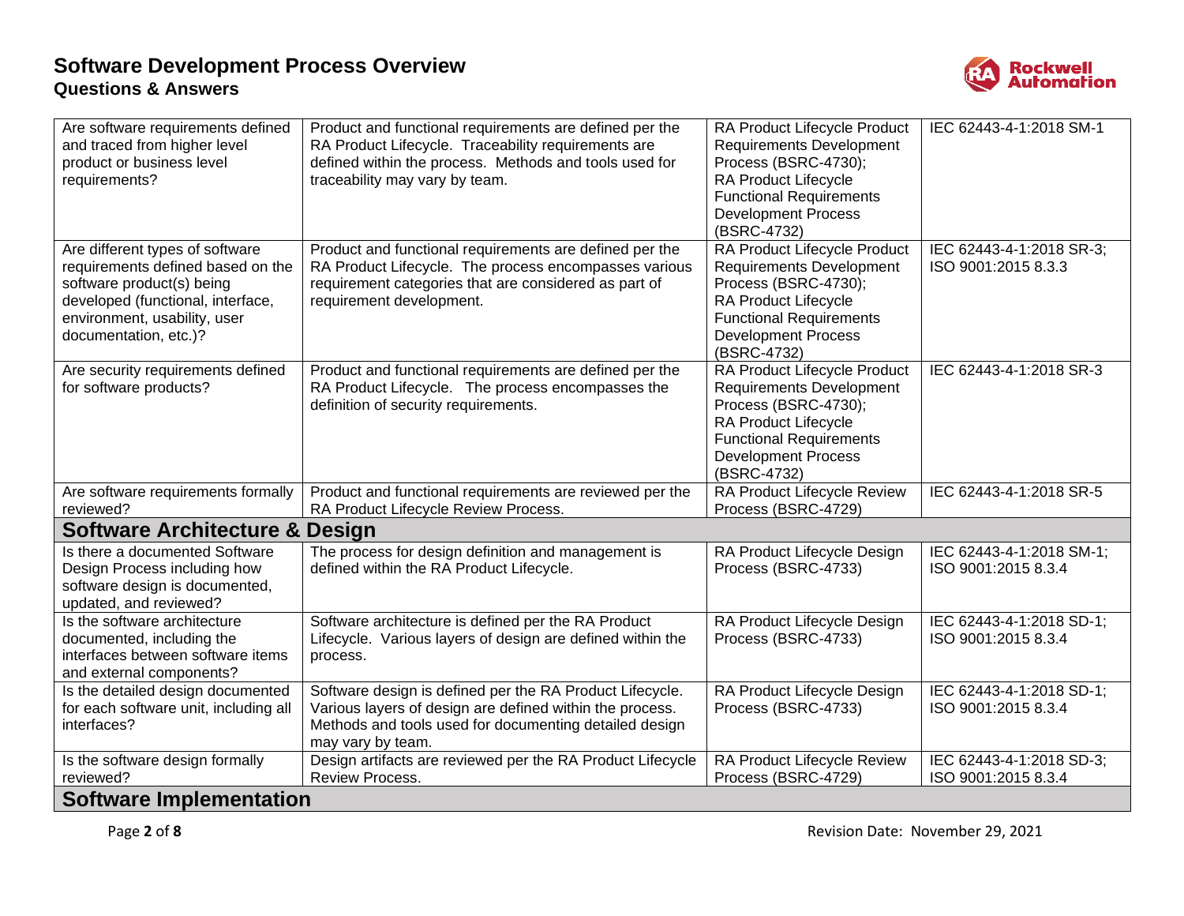| | | | |
|---|---|---|---|
| Are software requirements defined and traced from higher level product or business level requirements? | Product and functional requirements are defined per the RA Product Lifecycle. Traceability requirements are defined within the process. Methods and tools used for traceability may vary by team. | RA Product Lifecycle Product Requirements Development Process (BSRC-4730); RA Product Lifecycle Functional Requirements Development Process (BSRC-4732) | IEC 62443-4-1:2018 SM-1 |
| Are different types of software requirements defined based on the software product(s) being developed (functional, interface, environment, usability, user documentation, etc.)? | Product and functional requirements are defined per the RA Product Lifecycle. The process encompasses various requirement categories that are considered as part of requirement development. | RA Product Lifecycle Product Requirements Development Process (BSRC-4730); RA Product Lifecycle Functional Requirements Development Process (BSRC-4732) | IEC 62443-4-1:2018 SR-3; ISO 9001:2015 8.3.3 |
| Are security requirements defined for software products? | Product and functional requirements are defined per the RA Product Lifecycle. The process encompasses the definition of security requirements. | RA Product Lifecycle Product Requirements Development Process (BSRC-4730); RA Product Lifecycle Functional Requirements Development Process (BSRC-4732) | IEC 62443-4-1:2018 SR-3 |
| Are software requirements formally reviewed? | Product and functional requirements are reviewed per the RA Product Lifecycle Review Process. | RA Product Lifecycle Review Process (BSRC-4729) | IEC 62443-4-1:2018 SR-5 |
| **Software Architecture & Design** | | | |
| Is there a documented Software Design Process including how software design is documented, updated, and reviewed? | The process for design definition and management is defined within the RA Product Lifecycle. | RA Product Lifecycle Design Process (BSRC-4733) | IEC 62443-4-1:2018 SM-1; ISO 9001:2015 8.3.4 |
| Is the software architecture documented, including the interfaces between software items and external components? | Software architecture is defined per the RA Product Lifecycle. Various layers of design are defined within the process. | RA Product Lifecycle Design Process (BSRC-4733) | IEC 62443-4-1:2018 SD-1; ISO 9001:2015 8.3.4 |
| Is the detailed design documented for each software unit, including all interfaces? | Software design is defined per the RA Product Lifecycle. Various layers of design are defined within the process. Methods and tools used for documenting detailed design may vary by team. | RA Product Lifecycle Design Process (BSRC-4733) | IEC 62443-4-1:2018 SD-1; ISO 9001:2015 8.3.4 |
| Is the software design formally reviewed? | Design artifacts are reviewed per the RA Product Lifecycle Review Process. | RA Product Lifecycle Review Process (BSRC-4729) | IEC 62443-4-1:2018 SD-3; ISO 9001:2015 8.3.4 |
| **Software Implementation** | | | |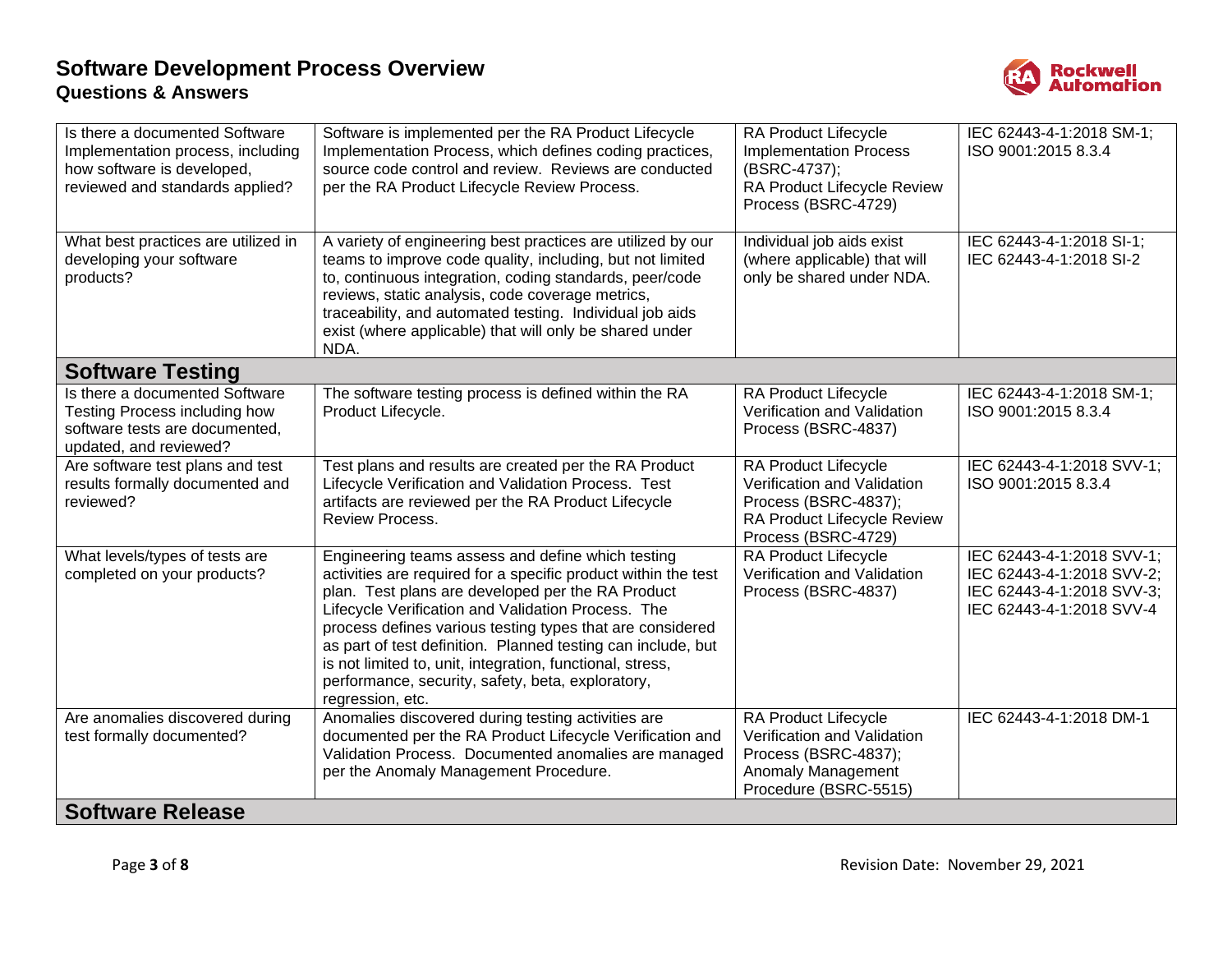| | | | |
|---|---|---|---|
| Is there a documented Software Implementation process, including how software is developed, reviewed and standards applied? | Software is implemented per the RA Product Lifecycle Implementation Process, which defines coding practices, source code control and review. Reviews are conducted per the RA Product Lifecycle Review Process. | RA Product Lifecycle Implementation Process (BSRC-4737); RA Product Lifecycle Review Process (BSRC-4729) | IEC 62443-4-1:2018 SM-1; ISO 9001:2015 8.3.4 |
| What best practices are utilized in developing your software products? | A variety of engineering best practices are utilized by our teams to improve code quality, including, but not limited to, continuous integration, coding standards, peer/code reviews, static analysis, code coverage metrics, traceability, and automated testing. Individual job aids exist (where applicable) that will only be shared under NDA. | Individual job aids exist (where applicable) that will only be shared under NDA. | IEC 62443-4-1:2018 SI-1; IEC 62443-4-1:2018 SI-2 |
| **Software Testing** | | | |
| Is there a documented Software Testing Process including how software tests are documented, updated, and reviewed? | The software testing process is defined within the RA Product Lifecycle. | RA Product Lifecycle Verification and Validation Process (BSRC-4837) | IEC 62443-4-1:2018 SM-1; ISO 9001:2015 8.3.4 |
| Are software test plans and test results formally documented and reviewed? | Test plans and results are created per the RA Product Lifecycle Verification and Validation Process. Test artifacts are reviewed per the RA Product Lifecycle Review Process. | RA Product Lifecycle Verification and Validation Process (BSRC-4837); RA Product Lifecycle Review Process (BSRC-4729) | IEC 62443-4-1:2018 SVV-1; ISO 9001:2015 8.3.4 |
| What levels/types of tests are completed on your products? | Engineering teams assess and define which testing activities are required for a specific product within the test plan. Test plans are developed per the RA Product Lifecycle Verification and Validation Process. The process defines various testing types that are considered as part of test definition. Planned testing can include, but is not limited to, unit, integration, functional, stress, performance, security, safety, beta, exploratory, regression, etc. | RA Product Lifecycle Verification and Validation Process (BSRC-4837) | IEC 62443-4-1:2018 SVV-1; IEC 62443-4-1:2018 SVV-2; IEC 62443-4-1:2018 SVV-3; IEC 62443-4-1:2018 SVV-4 |
| Are anomalies discovered during test formally documented? | Anomalies discovered during testing activities are documented per the RA Product Lifecycle Verification and Validation Process. Documented anomalies are managed per the Anomaly Management Procedure. | RA Product Lifecycle Verification and Validation Process (BSRC-4837); Anomaly Management Procedure (BSRC-5515) | IEC 62443-4-1:2018 DM-1 |
| **Software Release** | | | |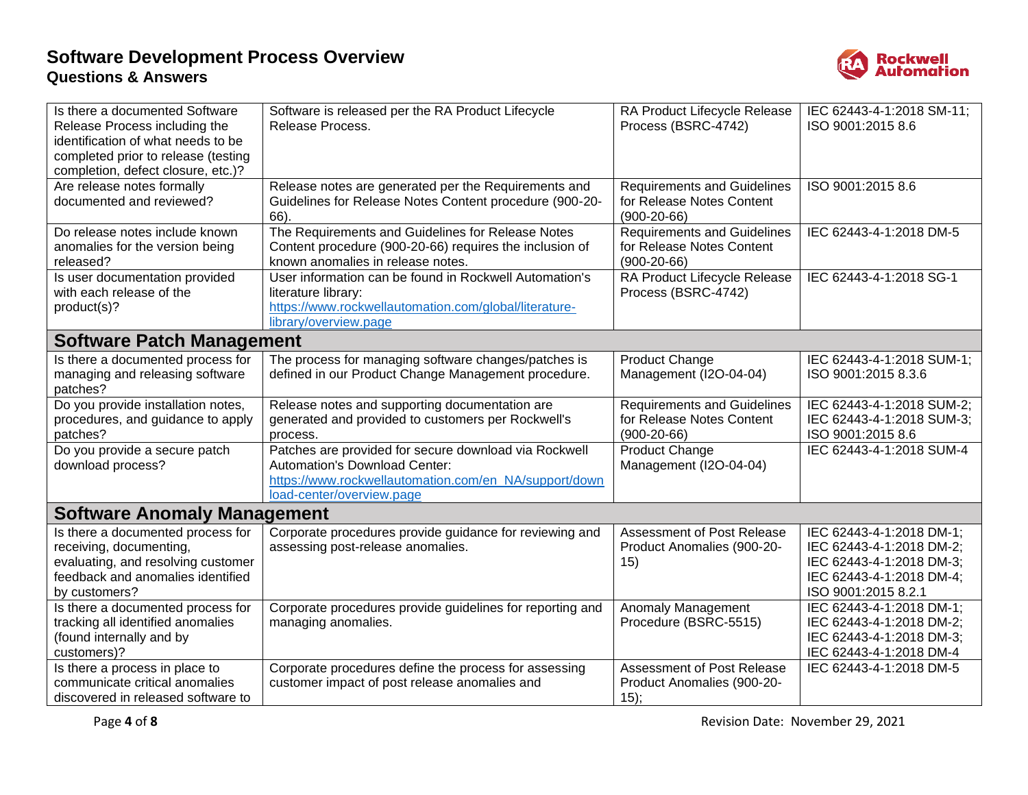| | | | |
|---|---|---|---|
| Is there a documented Software Release Process including the identification of what needs to be completed prior to release (testing completion, defect closure, etc.)? | Software is released per the RA Product Lifecycle Release Process. | RA Product Lifecycle Release Process (BSRC-4742) | IEC 62443-4-1:2018 SM-11; ISO 9001:2015 8.6 |
| Are release notes formally documented and reviewed? | Release notes are generated per the Requirements and Guidelines for Release Notes Content procedure (900-20-66). | Requirements and Guidelines for Release Notes Content (900-20-66) | ISO 9001:2015 8.6 |
| Do release notes include known anomalies for the version being released? | The Requirements and Guidelines for Release Notes Content procedure (900-20-66) requires the inclusion of known anomalies in release notes. | Requirements and Guidelines for Release Notes Content (900-20-66) | IEC 62443-4-1:2018 DM-5 |
| Is user documentation provided with each release of the product(s)? | User information can be found in Rockwell Automation's literature library: https://www.rockwellautomation.com/global/literature-library/overview.page | RA Product Lifecycle Release Process (BSRC-4742) | IEC 62443-4-1:2018 SG-1 |
| **Software Patch Management** | | | |
| Is there a documented process for managing and releasing software patches? | The process for managing software changes/patches is defined in our Product Change Management procedure. | Product Change Management (I2O-04-04) | IEC 62443-4-1:2018 SUM-1; ISO 9001:2015 8.3.6 |
| Do you provide installation notes, procedures, and guidance to apply patches? | Release notes and supporting documentation are generated and provided to customers per Rockwell's process. | Requirements and Guidelines for Release Notes Content (900-20-66) | IEC 62443-4-1:2018 SUM-2; IEC 62443-4-1:2018 SUM-3; ISO 9001:2015 8.6 |
| Do you provide a secure patch download process? | Patches are provided for secure download via Rockwell Automation's Download Center: https://www.rockwellautomation.com/en_NA/support/download-center/overview.page | Product Change Management (I2O-04-04) | IEC 62443-4-1:2018 SUM-4 |
| **Software Anomaly Management** | | | |
| Is there a documented process for receiving, documenting, evaluating, and resolving customer feedback and anomalies identified by customers? | Corporate procedures provide guidance for reviewing and assessing post-release anomalies. | Assessment of Post Release Product Anomalies (900-20-15) | IEC 62443-4-1:2018 DM-1; IEC 62443-4-1:2018 DM-2; IEC 62443-4-1:2018 DM-3; IEC 62443-4-1:2018 DM-4; ISO 9001:2015 8.2.1 |
| Is there a documented process for tracking all identified anomalies (found internally and by customers)? | Corporate procedures provide guidelines for reporting and managing anomalies. | Anomaly Management Procedure (BSRC-5515) | IEC 62443-4-1:2018 DM-1; IEC 62443-4-1:2018 DM-2; IEC 62443-4-1:2018 DM-3; IEC 62443-4-1:2018 DM-4 |
| Is there a process in place to communicate critical anomalies discovered in released software to | Corporate procedures define the process for assessing customer impact of post release anomalies and | Assessment of Post Release Product Anomalies (900-20-15); | IEC 62443-4-1:2018 DM-5 |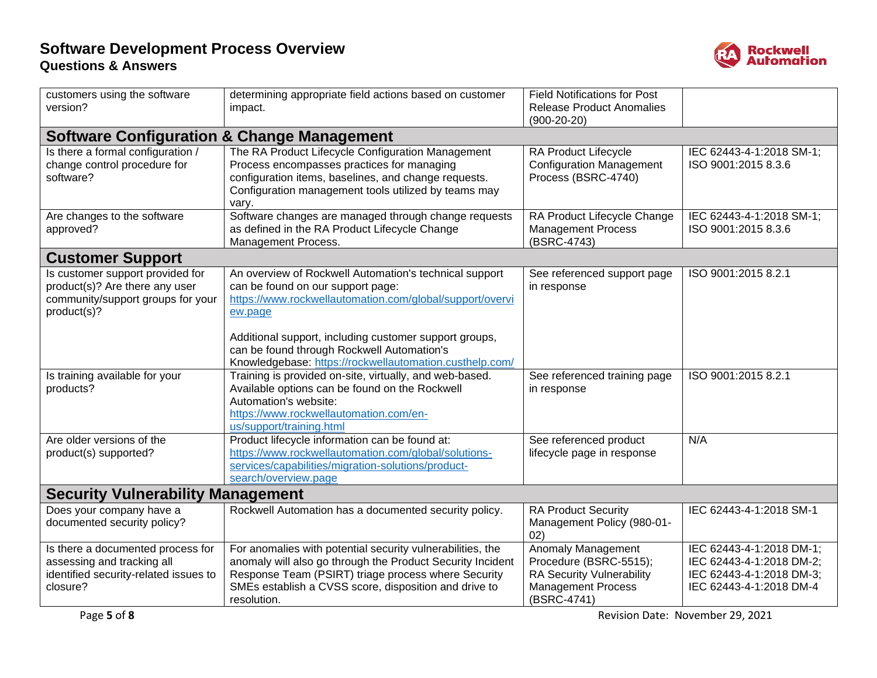| | | | |
|---|---|---|---|
| customers using the software version? | determining appropriate field actions based on customer impact. | Field Notifications for Post Release Product Anomalies (900-20-20) | |
| **Software Configuration & Change Management** | | | |
| Is there a formal configuration / change control procedure for software? | The RA Product Lifecycle Configuration Management Process encompasses practices for managing configuration items, baselines, and change requests. Configuration management tools utilized by teams may vary. | RA Product Lifecycle Configuration Management Process (BSRC-4740) | IEC 62443-4-1:2018 SM-1; ISO 9001:2015 8.3.6 |
| Are changes to the software approved? | Software changes are managed through change requests as defined in the RA Product Lifecycle Change Management Process. | RA Product Lifecycle Change Management Process (BSRC-4743) | IEC 62443-4-1:2018 SM-1; ISO 9001:2015 8.3.6 |
| **Customer Support** | | | |
| Is customer support provided for product(s)? Are there any user community/support groups for your product(s)? | An overview of Rockwell Automation's technical support can be found on our support page: https://www.rockwellautomation.com/global/support/overview.page<br><br>Additional support, including customer support groups, can be found through Rockwell Automation's Knowledgebase: https://rockwellautomation.custhelp.com/ | See referenced support page in response | ISO 9001:2015 8.2.1 |
| Is training available for your products? | Training is provided on-site, virtually, and web-based. Available options can be found on the Rockwell Automation's website: https://www.rockwellautomation.com/en-us/support/training.html | See referenced training page in response | ISO 9001:2015 8.2.1 |
| Are older versions of the product(s) supported? | Product lifecycle information can be found at: https://www.rockwellautomation.com/global/solutions-services/capabilities/migration-solutions/product-search/overview.page | See referenced product lifecycle page in response | N/A |
| **Security Vulnerability Management** | | | |
| Does your company have a documented security policy? | Rockwell Automation has a documented security policy. | RA Product Security Management Policy (980-01-02) | IEC 62443-4-1:2018 SM-1 |
| Is there a documented process for assessing and tracking all identified security-related issues to closure? | For anomalies with potential security vulnerabilities, the anomaly will also go through the Product Security Incident Response Team (PSIRT) triage process where Security SMEs establish a CVSS score, disposition and drive to resolution. | Anomaly Management Procedure (BSRC-5515); RA Security Vulnerability Management Process (BSRC-4741) | IEC 62443-4-1:2018 DM-1; IEC 62443-4-1:2018 DM-2; IEC 62443-4-1:2018 DM-3; IEC 62443-4-1:2018 DM-4 |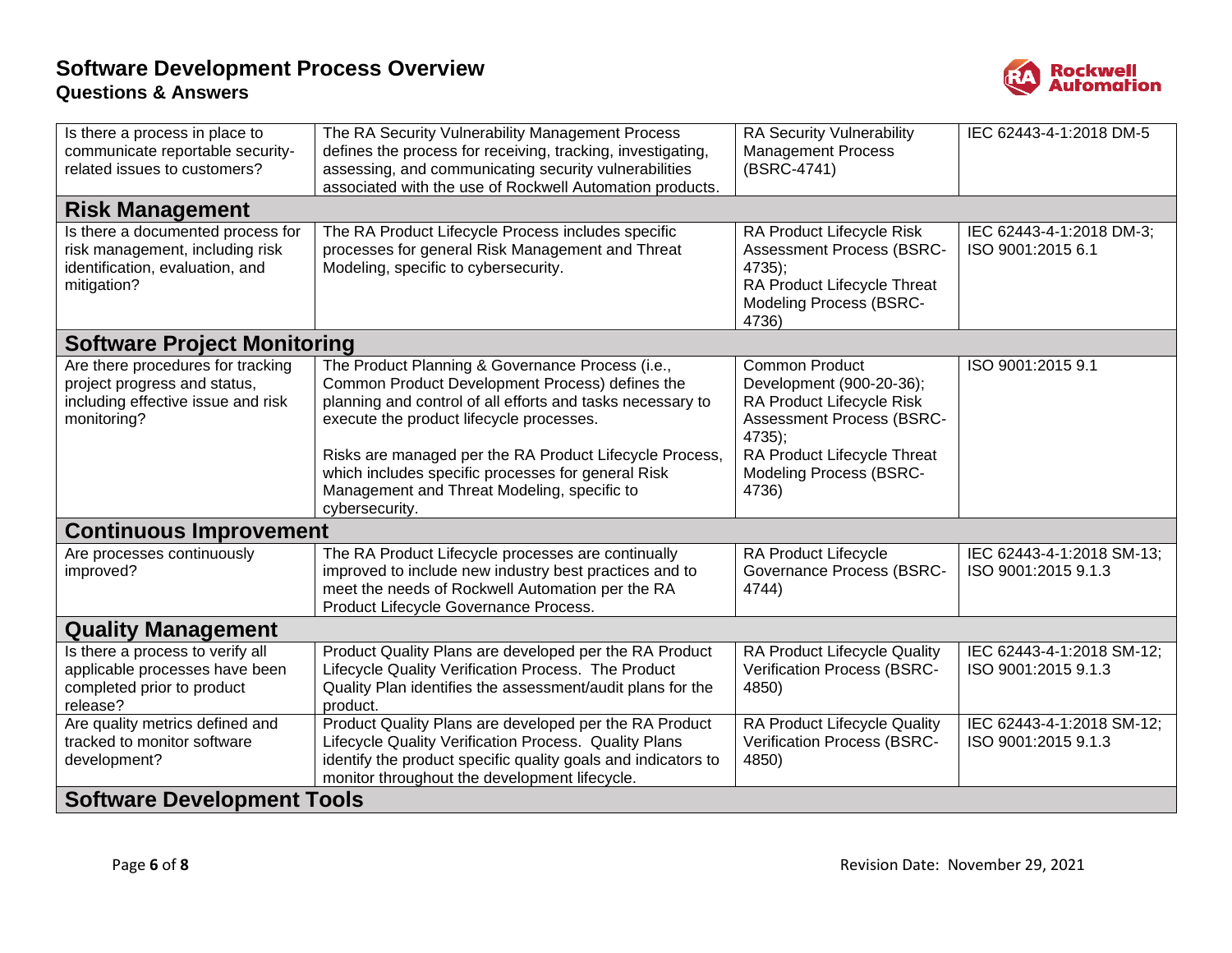| | | | |
|---|---|---|---|
| Is there a process in place to communicate reportable security-related issues to customers? | The RA Security Vulnerability Management Process defines the process for receiving, tracking, investigating, assessing, and communicating security vulnerabilities associated with the use of Rockwell Automation products. | RA Security Vulnerability Management Process (BSRC-4741) | IEC 62443-4-1:2018 DM-5 |
| **Risk Management** | | | |
| Is there a documented process for risk management, including risk identification, evaluation, and mitigation? | The RA Product Lifecycle Process includes specific processes for general Risk Management and Threat Modeling, specific to cybersecurity. | RA Product Lifecycle Risk Assessment Process (BSRC-4735); RA Product Lifecycle Threat Modeling Process (BSRC-4736) | IEC 62443-4-1:2018 DM-3; ISO 9001:2015 6.1 |
| **Software Project Monitoring** | | | |
| Are there procedures for tracking project progress and status, including effective issue and risk monitoring? | The Product Planning & Governance Process (i.e., Common Product Development Process) defines the planning and control of all efforts and tasks necessary to execute the product lifecycle processes.<br><br>Risks are managed per the RA Product Lifecycle Process, which includes specific processes for general Risk Management and Threat Modeling, specific to cybersecurity. | Common Product Development (900-20-36); RA Product Lifecycle Risk Assessment Process (BSRC-4735); RA Product Lifecycle Threat Modeling Process (BSRC-4736) | ISO 9001:2015 9.1 |
| **Continuous Improvement** | | | |
| Are processes continuously improved? | The RA Product Lifecycle processes are continually improved to include new industry best practices and to meet the needs of Rockwell Automation per the RA Product Lifecycle Governance Process. | RA Product Lifecycle Governance Process (BSRC-4744) | IEC 62443-4-1:2018 SM-13; ISO 9001:2015 9.1.3 |
| **Quality Management** | | | |
| Is there a process to verify all applicable processes have been completed prior to product release? | Product Quality Plans are developed per the RA Product Lifecycle Quality Verification Process. The Product Quality Plan identifies the assessment/audit plans for the product. | RA Product Lifecycle Quality Verification Process (BSRC-4850) | IEC 62443-4-1:2018 SM-12; ISO 9001:2015 9.1.3 |
| Are quality metrics defined and tracked to monitor software development? | Product Quality Plans are developed per the RA Product Lifecycle Quality Verification Process. Quality Plans identify the product specific quality goals and indicators to monitor throughout the development lifecycle. | RA Product Lifecycle Quality Verification Process (BSRC-4850) | IEC 62443-4-1:2018 SM-12; ISO 9001:2015 9.1.3 |
| **Software Development Tools** | | | |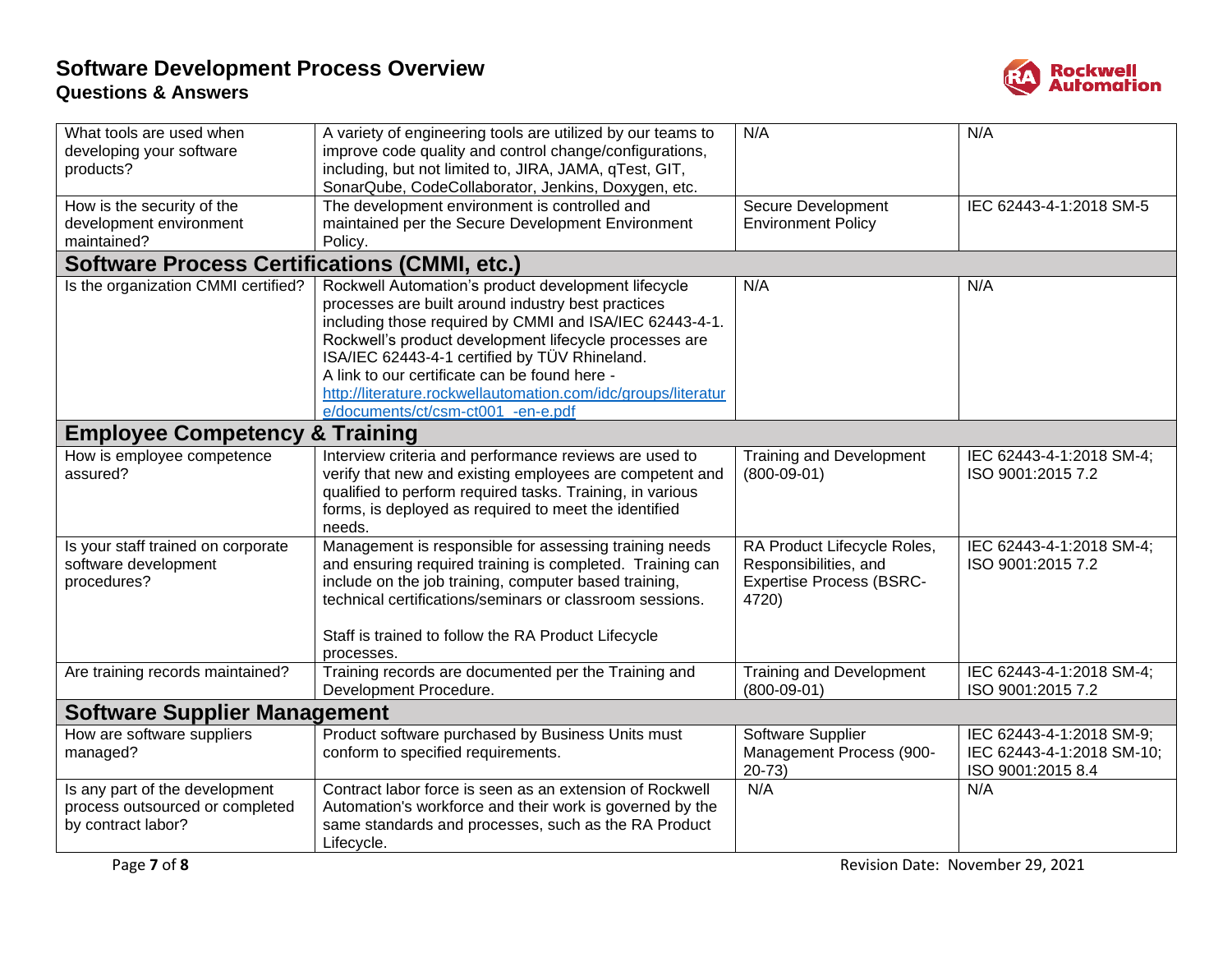| | | | |
|---|---|---|---|
| What tools are used when developing your software products? | A variety of engineering tools are utilized by our teams to improve code quality and control change/configurations, including, but not limited to, JIRA, JAMA, qTest, GIT, SonarQube, CodeCollaborator, Jenkins, Doxygen, etc. | N/A | N/A |
| How is the security of the development environment maintained? | The development environment is controlled and maintained per the Secure Development Environment Policy. | Secure Development Environment Policy | IEC 62443-4-1:2018 SM-5 |
| **Software Process Certifications (CMMI, etc.)** | | | |
| Is the organization CMMI certified? | Rockwell Automation's product development lifecycle processes are built around industry best practices including those required by CMMI and ISA/IEC 62443-4-1. Rockwell's product development lifecycle processes are ISA/IEC 62443-4-1 certified by TÜV Rhineland. A link to our certificate can be found here - http://literature.rockwellautomation.com/idc/groups/literature/documents/ct/csm-ct001_-en-e.pdf | N/A | N/A |
| **Employee Competency & Training** | | | |
| How is employee competence assured? | Interview criteria and performance reviews are used to verify that new and existing employees are competent and qualified to perform required tasks. Training, in various forms, is deployed as required to meet the identified needs. | Training and Development (800-09-01) | IEC 62443-4-1:2018 SM-4; ISO 9001:2015 7.2 |
| Is your staff trained on corporate software development procedures? | Management is responsible for assessing training needs and ensuring required training is completed. Training can include on the job training, computer based training, technical certifications/seminars or classroom sessions.<br><br>Staff is trained to follow the RA Product Lifecycle processes. | RA Product Lifecycle Roles, Responsibilities, and Expertise Process (BSRC-4720) | IEC 62443-4-1:2018 SM-4; ISO 9001:2015 7.2 |
| Are training records maintained? | Training records are documented per the Training and Development Procedure. | Training and Development (800-09-01) | IEC 62443-4-1:2018 SM-4; ISO 9001:2015 7.2 |
| **Software Supplier Management** | | | |
| How are software suppliers managed? | Product software purchased by Business Units must conform to specified requirements. | Software Supplier Management Process (900-20-73) | IEC 62443-4-1:2018 SM-9; IEC 62443-4-1:2018 SM-10; ISO 9001:2015 8.4 |
| Is any part of the development process outsourced or completed by contract labor? | Contract labor force is seen as an extension of Rockwell Automation's workforce and their work is governed by the same standards and processes, such as the RA Product Lifecycle. | N/A | N/A |

Revision Date: November 29, 2021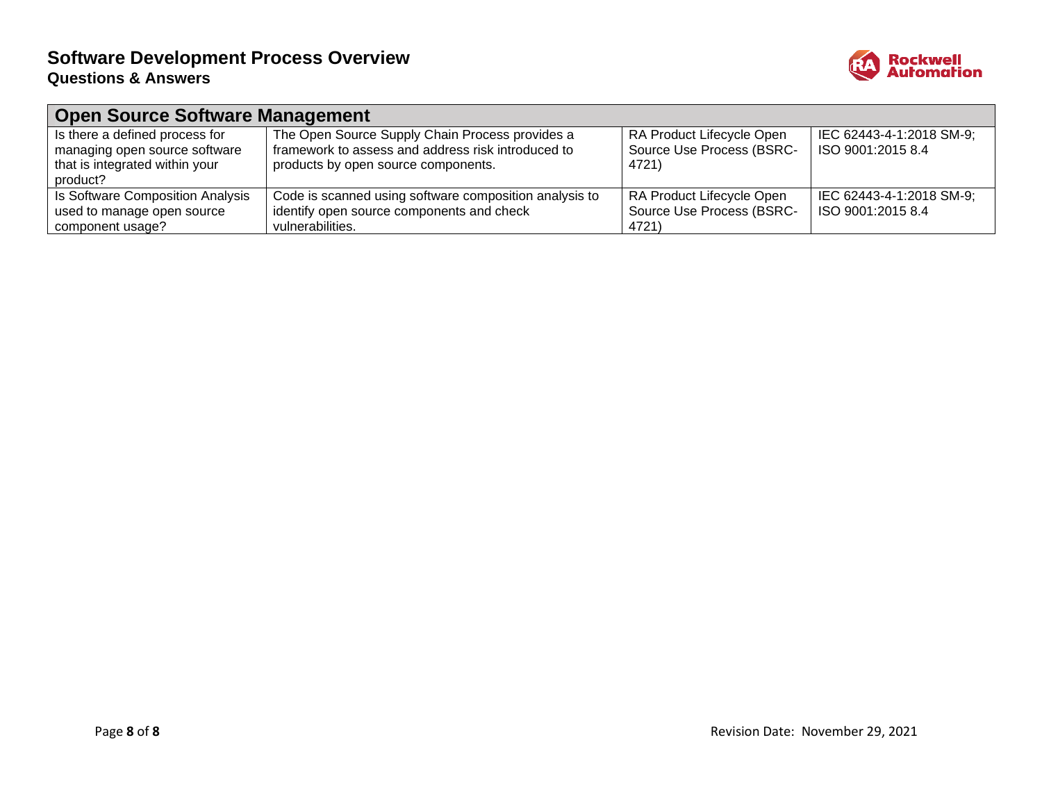## Open Source Software Management

| | | | |
|---|---|---|---|
| Is there a defined process for managing open source software that is integrated within your product? | The Open Source Supply Chain Process provides a framework to assess and address risk introduced to products by open source components. | RA Product Lifecycle Open Source Use Process (BSRC-4721) | IEC 62443-4-1:2018 SM-9; ISO 9001:2015 8.4 |
| Is Software Composition Analysis used to manage open source component usage? | Code is scanned using software composition analysis to identify open source components and check vulnerabilities. | RA Product Lifecycle Open Source Use Process (BSRC-4721) | IEC 62443-4-1:2018 SM-9; ISO 9001:2015 8.4 |

Revision Date: November 29, 2021